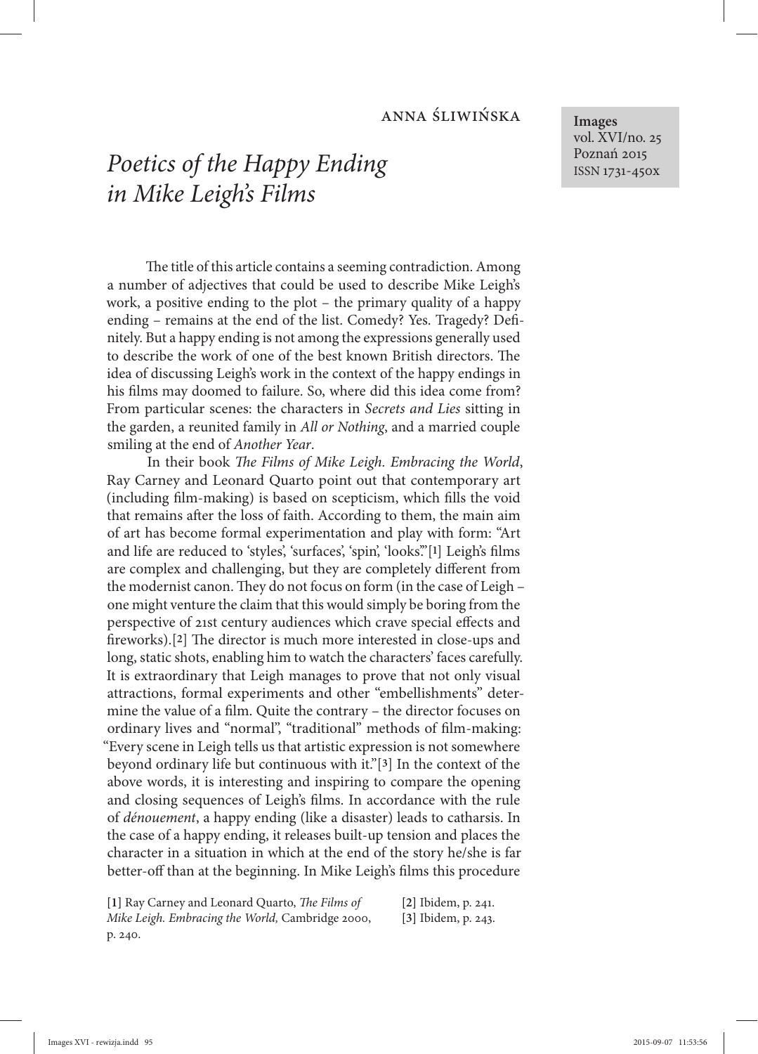ANNA ŚLIWIŃSKA

# *Poetics of the Happy Ending in Mike Leigh's Films*

The title of this article contains a seeming contradiction. Among a number of adjectives that could be used to describe Mike Leigh's work, a positive ending to the plot – the primary quality of a happy ending – remains at the end of the list. Comedy? Yes. Tragedy? Definitely. But a happy ending is not among the expressions generally used to describe the work of one of the best known British directors. The idea of discussing Leigh's work in the context of the happy endings in his films may doomed to failure. So, where did this idea come from? From particular scenes: the characters in *Secrets and Lies* sitting in the garden, a reunited family in *All or Nothing*, and a married couple smiling at the end of *Another Year*.

In their book *The Films of Mike Leigh. Embracing the World*, Ray Carney and Leonard Quarto point out that contemporary art (including film-making) is based on scepticism, which fills the void that remains after the loss of faith. According to them, the main aim of art has become formal experimentation and play with form: "Art and life are reduced to 'styles', 'surfaces', 'spin', 'looks'."[1] Leigh's films are complex and challenging, but they are completely different from the modernist canon. They do not focus on form (in the case of Leigh – one might venture the claim that this would simply be boring from the perspective of 21st century audiences which crave special effects and fireworks).[2] The director is much more interested in close-ups and long, static shots, enabling him to watch the characters' faces carefully. It is extraordinary that Leigh manages to prove that not only visual attractions, formal experiments and other "embellishments" determine the value of a film. Quite the contrary – the director focuses on ordinary lives and "normal", "traditional" methods of film-making: "Every scene in Leigh tells us that artistic expression is not somewhere beyond ordinary life but continuous with it."[3] In the context of the above words, it is interesting and inspiring to compare the opening and closing sequences of Leigh's films. In accordance with the rule of *dénouement*, a happy ending (like a disaster) leads to catharsis. In the case of a happy ending, it releases built-up tension and places the character in a situation in which at the end of the story he/she is far better-off than at the beginning. In Mike Leigh's films this procedure

[1] Ray Carney and Leonard Quarto, *The Films of Mike Leigh. Embracing the World,* Cambridge 2000, p. 240.

[2] Ibidem, p. 241.

[3] Ibidem, p. 243.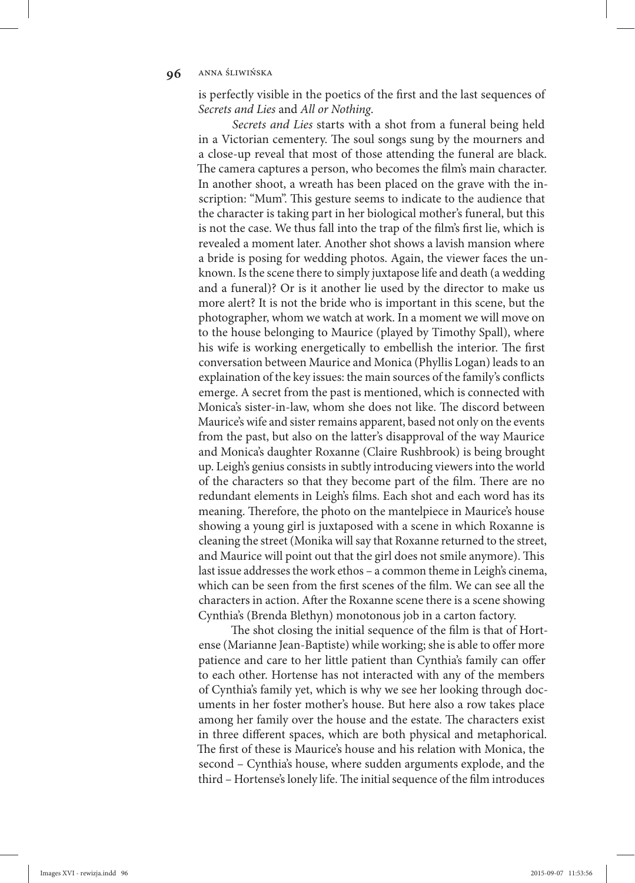is perfectly visible in the poetics of the first and the last sequences of *Secrets and Lies* and *All or Nothing*.

*Secrets and Lies* starts with a shot from a funeral being held in a Victorian cementery. The soul songs sung by the mourners and a close-up reveal that most of those attending the funeral are black. The camera captures a person, who becomes the film's main character. In another shoot, a wreath has been placed on the grave with the inscription: "Mum". This gesture seems to indicate to the audience that the character is taking part in her biological mother's funeral, but this is not the case. We thus fall into the trap of the film's first lie, which is revealed a moment later. Another shot shows a lavish mansion where a bride is posing for wedding photos. Again, the viewer faces the unknown. Is the scene there to simply juxtapose life and death (a wedding and a funeral)? Or is it another lie used by the director to make us more alert? It is not the bride who is important in this scene, but the photographer, whom we watch at work. In a moment we will move on to the house belonging to Maurice (played by Timothy Spall), where his wife is working energetically to embellish the interior. The first conversation between Maurice and Monica (Phyllis Logan) leads to an explaination of the key issues: the main sources of the family's conflicts emerge. A secret from the past is mentioned, which is connected with Monica's sister-in-law, whom she does not like. The discord between Maurice's wife and sister remains apparent, based not only on the events from the past, but also on the latter's disapproval of the way Maurice and Monica's daughter Roxanne (Claire Rushbrook) is being brought up. Leigh's genius consists in subtly introducing viewers into the world of the characters so that they become part of the film. There are no redundant elements in Leigh's films. Each shot and each word has its meaning. Therefore, the photo on the mantelpiece in Maurice's house showing a young girl is juxtaposed with a scene in which Roxanne is cleaning the street (Monika will say that Roxanne returned to the street, and Maurice will point out that the girl does not smile anymore). This last issue addresses the work ethos – a common theme in Leigh's cinema, which can be seen from the first scenes of the film. We can see all the characters in action. After the Roxanne scene there is a scene showing Cynthia's (Brenda Blethyn) monotonous job in a carton factory.

The shot closing the initial sequence of the film is that of Hortense (Marianne Jean-Baptiste) while working; she is able to offer more patience and care to her little patient than Cynthia's family can offer to each other. Hortense has not interacted with any of the members of Cynthia's family yet, which is why we see her looking through documents in her foster mother's house. But here also a row takes place among her family over the house and the estate. The characters exist in three different spaces, which are both physical and metaphorical. The first of these is Maurice's house and his relation with Monica, the second – Cynthia's house, where sudden arguments explode, and the third – Hortense's lonely life. The initial sequence of the film introduces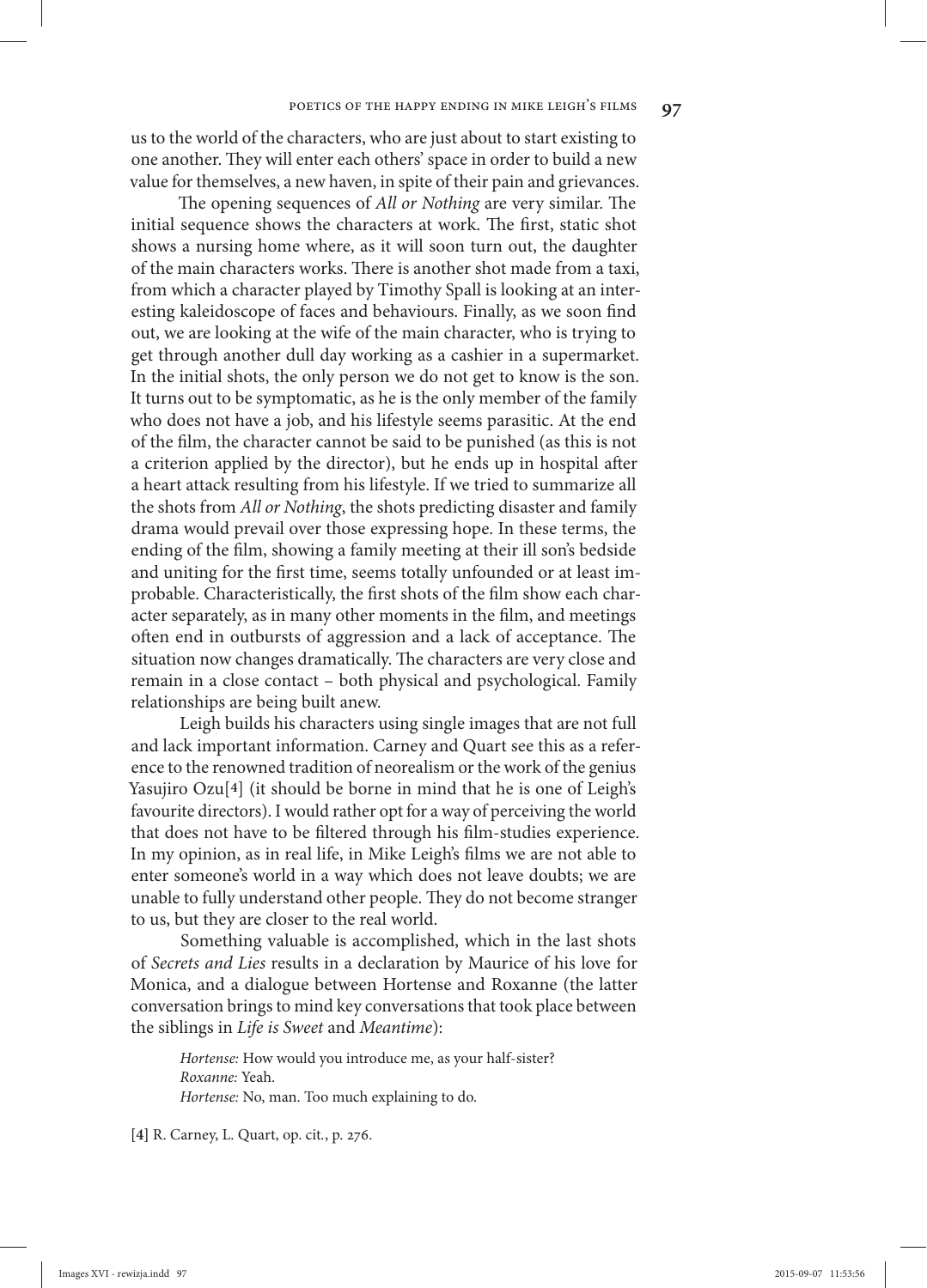us to the world of the characters, who are just about to start existing to one another. They will enter each others' space in order to build a new value for themselves, a new haven, in spite of their pain and grievances.

The opening sequences of *All or Nothing* are very similar. The initial sequence shows the characters at work. The first, static shot shows a nursing home where, as it will soon turn out, the daughter of the main characters works. There is another shot made from a taxi, from which a character played by Timothy Spall is looking at an interesting kaleidoscope of faces and behaviours. Finally, as we soon find out, we are looking at the wife of the main character, who is trying to get through another dull day working as a cashier in a supermarket. In the initial shots, the only person we do not get to know is the son. It turns out to be symptomatic, as he is the only member of the family who does not have a job, and his lifestyle seems parasitic. At the end of the film, the character cannot be said to be punished (as this is not a criterion applied by the director), but he ends up in hospital after a heart attack resulting from his lifestyle. If we tried to summarize all the shots from *All or Nothing*, the shots predicting disaster and family drama would prevail over those expressing hope. In these terms, the ending of the film, showing a family meeting at their ill son's bedside and uniting for the first time, seems totally unfounded or at least improbable. Characteristically, the first shots of the film show each character separately, as in many other moments in the film, and meetings often end in outbursts of aggression and a lack of acceptance. The situation now changes dramatically. The characters are very close and remain in a close contact – both physical and psychological. Family relationships are being built anew.

Leigh builds his characters using single images that are not full and lack important information. Carney and Quart see this as a reference to the renowned tradition of neorealism or the work of the genius Yasujiro Ozu[4] (it should be borne in mind that he is one of Leigh's favourite directors). I would rather opt for a way of perceiving the world that does not have to be filtered through his film-studies experience. In my opinion, as in real life, in Mike Leigh's films we are not able to enter someone's world in a way which does not leave doubts; we are unable to fully understand other people. They do not become stranger to us, but they are closer to the real world.

Something valuable is accomplished, which in the last shots of *Secrets and Lies* results in a declaration by Maurice of his love for Monica, and a dialogue between Hortense and Roxanne (the latter conversation brings to mind key conversations that took place between the siblings in *Life is Sweet* and *Meantime*):

> *Hortense:* How would you introduce me, as your half-sister?
> *Roxanne:* Yeah.
> *Hortense:* No, man. Too much explaining to do.

[4] R. Carney, L. Quart, op. cit., p. 276.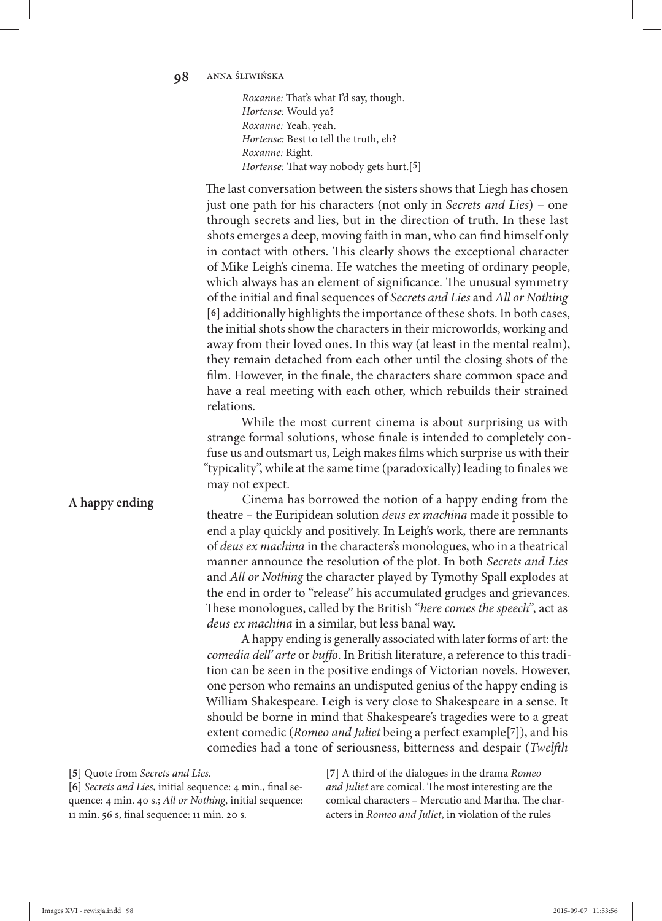*Roxanne:* That's what I'd say, though.
*Hortense:* Would ya?
*Roxanne:* Yeah, yeah.
*Hortense:* Best to tell the truth, eh?
*Roxanne:* Right.
*Hortense:* That way nobody gets hurt.[5]

The last conversation between the sisters shows that Liegh has chosen just one path for his characters (not only in *Secrets and Lies*) – one through secrets and lies, but in the direction of truth. In these last shots emerges a deep, moving faith in man, who can find himself only in contact with others. This clearly shows the exceptional character of Mike Leigh's cinema. He watches the meeting of ordinary people, which always has an element of significance. The unusual symmetry of the initial and final sequences of *Secrets and Lies* and *All or Nothing* [6] additionally highlights the importance of these shots. In both cases, the initial shots show the characters in their microworlds, working and away from their loved ones. In this way (at least in the mental realm), they remain detached from each other until the closing shots of the film. However, in the finale, the characters share common space and have a real meeting with each other, which rebuilds their strained relations.

While the most current cinema is about surprising us with strange formal solutions, whose finale is intended to completely confuse us and outsmart us, Leigh makes films which surprise us with their "typicality", while at the same time (paradoxically) leading to finales we may not expect.

## A happy ending

Cinema has borrowed the notion of a happy ending from the theatre – the Euripidean solution *deus ex machina* made it possible to end a play quickly and positively. In Leigh's work, there are remnants of *deus ex machina* in the characters's monologues, who in a theatrical manner announce the resolution of the plot. In both *Secrets and Lies* and *All or Nothing* the character played by Tymothy Spall explodes at the end in order to "release" his accumulated grudges and grievances. These monologues, called by the British "*here comes the speech*", act as *deus ex machina* in a similar, but less banal way.

A happy ending is generally associated with later forms of art: the *comedia dell' arte* or *buffo*. In British literature, a reference to this tradition can be seen in the positive endings of Victorian novels. However, one person who remains an undisputed genius of the happy ending is William Shakespeare. Leigh is very close to Shakespeare in a sense. It should be borne in mind that Shakespeare's tragedies were to a great extent comedic (*Romeo and Juliet* being a perfect example[7]), and his comedies had a tone of seriousness, bitterness and despair (*Twelfth*

[5] Quote from *Secrets and Lies.*

[6] *Secrets and Lies*, initial sequence: 4 min., final sequence: 4 min. 40 s.; *All or Nothing*, initial sequence: 11 min. 56 s, final sequence: 11 min. 20 s.

[7] A third of the dialogues in the drama *Romeo and Juliet* are comical. The most interesting are the comical characters – Mercutio and Martha. The characters in *Romeo and Juliet*, in violation of the rules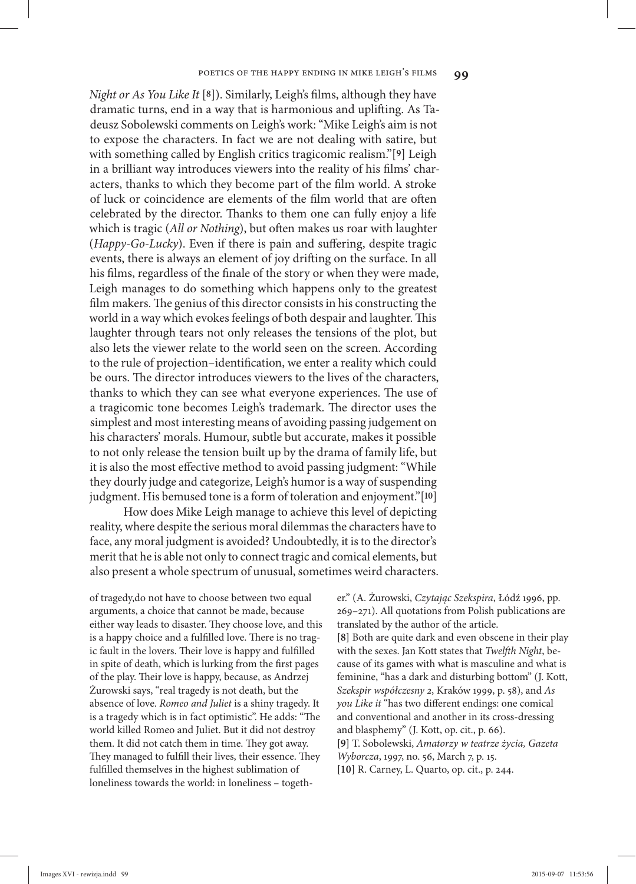*Night or As You Like It* [8]). Similarly, Leigh's films, although they have dramatic turns, end in a way that is harmonious and uplifting. As Tadeusz Sobolewski comments on Leigh's work: "Mike Leigh's aim is not to expose the characters. In fact we are not dealing with satire, but with something called by English critics tragicomic realism."[9] Leigh in a brilliant way introduces viewers into the reality of his films' characters, thanks to which they become part of the film world. A stroke of luck or coincidence are elements of the film world that are often celebrated by the director. Thanks to them one can fully enjoy a life which is tragic (*All or Nothing*), but often makes us roar with laughter (*Happy-Go-Lucky*). Even if there is pain and suffering, despite tragic events, there is always an element of joy drifting on the surface. In all his films, regardless of the finale of the story or when they were made, Leigh manages to do something which happens only to the greatest film makers. The genius of this director consists in his constructing the world in a way which evokes feelings of both despair and laughter. This laughter through tears not only releases the tensions of the plot, but also lets the viewer relate to the world seen on the screen. According to the rule of projection–identification, we enter a reality which could be ours. The director introduces viewers to the lives of the characters, thanks to which they can see what everyone experiences. The use of a tragicomic tone becomes Leigh's trademark. The director uses the simplest and most interesting means of avoiding passing judgement on his characters' morals. Humour, subtle but accurate, makes it possible to not only release the tension built up by the drama of family life, but it is also the most effective method to avoid passing judgment: "While they dourly judge and categorize, Leigh's humor is a way of suspending judgment. His bemused tone is a form of toleration and enjoyment."[10]

How does Mike Leigh manage to achieve this level of depicting reality, where despite the serious moral dilemmas the characters have to face, any moral judgment is avoided? Undoubtedly, it is to the director's merit that he is able not only to connect tragic and comical elements, but also present a whole spectrum of unusual, sometimes weird characters.

---

of tragedy,do not have to choose between two equal arguments, a choice that cannot be made, because either way leads to disaster. They choose love, and this is a happy choice and a fulfilled love. There is no tragic fault in the lovers. Their love is happy and fulfilled in spite of death, which is lurking from the first pages of the play. Their love is happy, because, as Andrzej Żurowski says, "real tragedy is not death, but the absence of love. *Romeo and Juliet* is a shiny tragedy. It is a tragedy which is in fact optimistic". He adds: "The world killed Romeo and Juliet. But it did not destroy them. It did not catch them in time. They got away. They managed to fulfill their lives, their essence. They fulfilled themselves in the highest sublimation of loneliness towards the world: in loneliness – together." (A. Żurowski, *Czytając Szekspira*, Łódź 1996, pp. 269–271). All quotations from Polish publications are translated by the author of the article.

[8] Both are quite dark and even obscene in their play with the sexes. Jan Kott states that *Twelfth Night*, because of its games with what is masculine and what is feminine, "has a dark and disturbing bottom" (J. Kott, *Szekspir współczesny 2*, Kraków 1999, p. 58), and *As you Like it* "has two different endings: one comical and conventional and another in its cross-dressing and blasphemy" (J. Kott, op. cit., p. 66).

[9] T. Sobolewski, *Amatorzy w teatrze życia, Gazeta Wyborcza*, 1997, no. 56, March 7, p. 15.

[10] R. Carney, L. Quarto, op. cit., p. 244.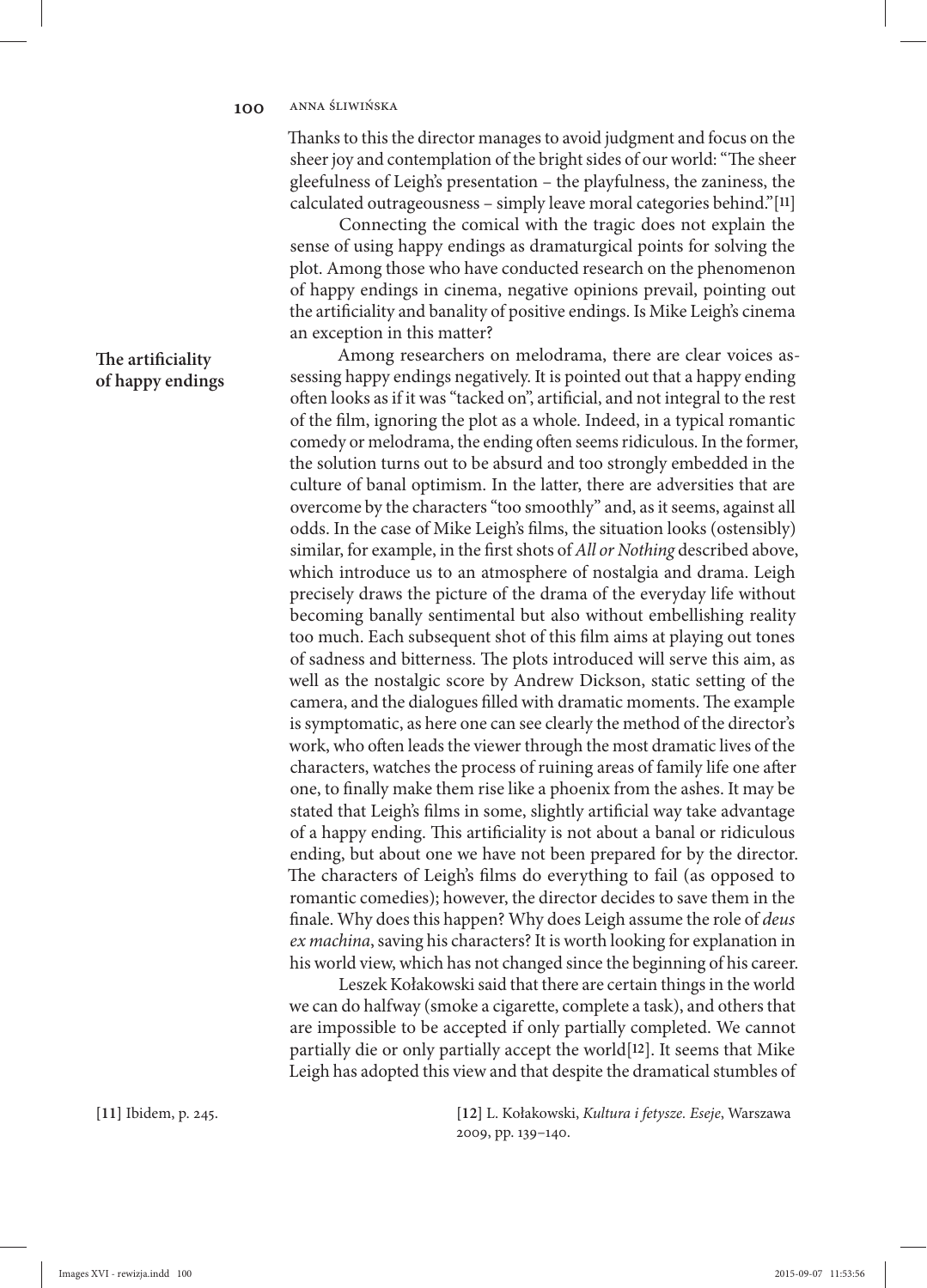Thanks to this the director manages to avoid judgment and focus on the sheer joy and contemplation of the bright sides of our world: "The sheer gleefulness of Leigh's presentation – the playfulness, the zaniness, the calculated outrageousness – simply leave moral categories behind."[11]

Connecting the comical with the tragic does not explain the sense of using happy endings as dramaturgical points for solving the plot. Among those who have conducted research on the phenomenon of happy endings in cinema, negative opinions prevail, pointing out the artificiality and banality of positive endings. Is Mike Leigh's cinema an exception in this matter?

## The artificiality of happy endings

Among researchers on melodrama, there are clear voices assessing happy endings negatively. It is pointed out that a happy ending often looks as if it was "tacked on", artificial, and not integral to the rest of the film, ignoring the plot as a whole. Indeed, in a typical romantic comedy or melodrama, the ending often seems ridiculous. In the former, the solution turns out to be absurd and too strongly embedded in the culture of banal optimism. In the latter, there are adversities that are overcome by the characters "too smoothly" and, as it seems, against all odds. In the case of Mike Leigh's films, the situation looks (ostensibly) similar, for example, in the first shots of *All or Nothing* described above, which introduce us to an atmosphere of nostalgia and drama. Leigh precisely draws the picture of the drama of the everyday life without becoming banally sentimental but also without embellishing reality too much. Each subsequent shot of this film aims at playing out tones of sadness and bitterness. The plots introduced will serve this aim, as well as the nostalgic score by Andrew Dickson, static setting of the camera, and the dialogues filled with dramatic moments. The example is symptomatic, as here one can see clearly the method of the director's work, who often leads the viewer through the most dramatic lives of the characters, watches the process of ruining areas of family life one after one, to finally make them rise like a phoenix from the ashes. It may be stated that Leigh's films in some, slightly artificial way take advantage of a happy ending. This artificiality is not about a banal or ridiculous ending, but about one we have not been prepared for by the director. The characters of Leigh's films do everything to fail (as opposed to romantic comedies); however, the director decides to save them in the finale. Why does this happen? Why does Leigh assume the role of *deus ex machina*, saving his characters? It is worth looking for explanation in his world view, which has not changed since the beginning of his career.

Leszek Kołakowski said that there are certain things in the world we can do halfway (smoke a cigarette, complete a task), and others that are impossible to be accepted if only partially completed. We cannot partially die or only partially accept the world[12]. It seems that Mike Leigh has adopted this view and that despite the dramatical stumbles of

[11] Ibidem, p. 245.

[12] L. Kołakowski, *Kultura i fetysze. Eseje*, Warszawa 2009, pp. 139–140.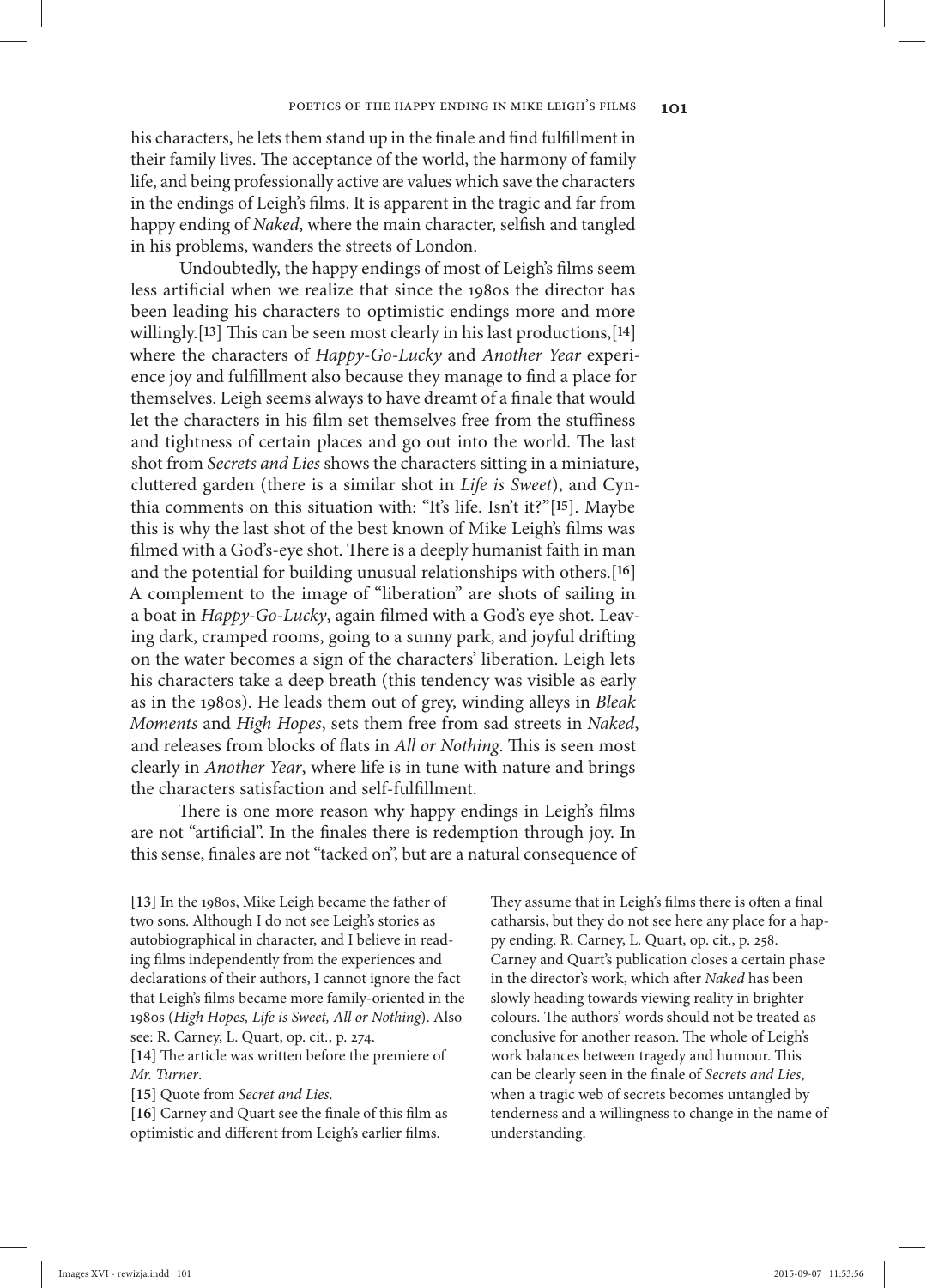his characters, he lets them stand up in the finale and find fulfillment in their family lives. The acceptance of the world, the harmony of family life, and being professionally active are values which save the characters in the endings of Leigh's films. It is apparent in the tragic and far from happy ending of *Naked*, where the main character, selfish and tangled in his problems, wanders the streets of London.

Undoubtedly, the happy endings of most of Leigh's films seem less artificial when we realize that since the 1980s the director has been leading his characters to optimistic endings more and more willingly.[13] This can be seen most clearly in his last productions,[14] where the characters of *Happy-Go-Lucky* and *Another Year* experience joy and fulfillment also because they manage to find a place for themselves. Leigh seems always to have dreamt of a finale that would let the characters in his film set themselves free from the stuffiness and tightness of certain places and go out into the world. The last shot from *Secrets and Lies* shows the characters sitting in a miniature, cluttered garden (there is a similar shot in *Life is Sweet*), and Cynthia comments on this situation with: "It's life. Isn't it?"[15]. Maybe this is why the last shot of the best known of Mike Leigh's films was filmed with a God's-eye shot. There is a deeply humanist faith in man and the potential for building unusual relationships with others.[16] A complement to the image of "liberation" are shots of sailing in a boat in *Happy-Go-Lucky*, again filmed with a God's eye shot. Leaving dark, cramped rooms, going to a sunny park, and joyful drifting on the water becomes a sign of the characters' liberation. Leigh lets his characters take a deep breath (this tendency was visible as early as in the 1980s). He leads them out of grey, winding alleys in *Bleak Moments* and *High Hopes*, sets them free from sad streets in *Naked*, and releases from blocks of flats in *All or Nothing*. This is seen most clearly in *Another Year*, where life is in tune with nature and brings the characters satisfaction and self-fulfillment.

There is one more reason why happy endings in Leigh's films are not "artificial". In the finales there is redemption through joy. In this sense, finales are not "tacked on", but are a natural consequence of

[13] In the 1980s, Mike Leigh became the father of two sons. Although I do not see Leigh's stories as autobiographical in character, and I believe in reading films independently from the experiences and declarations of their authors, I cannot ignore the fact that Leigh's films became more family-oriented in the 1980s (*High Hopes, Life is Sweet, All or Nothing*). Also see: R. Carney, L. Quart, op. cit., p. 274.

[14] The article was written before the premiere of *Mr. Turner*.

[15] Quote from *Secret and Lies*.

[16] Carney and Quart see the finale of this film as optimistic and different from Leigh's earlier films. They assume that in Leigh's films there is often a final catharsis, but they do not see here any place for a happy ending. R. Carney, L. Quart, op. cit., p. 258. Carney and Quart's publication closes a certain phase in the director's work, which after *Naked* has been slowly heading towards viewing reality in brighter colours. The authors' words should not be treated as conclusive for another reason. The whole of Leigh's work balances between tragedy and humour. This can be clearly seen in the finale of *Secrets and Lies*, when a tragic web of secrets becomes untangled by tenderness and a willingness to change in the name of understanding.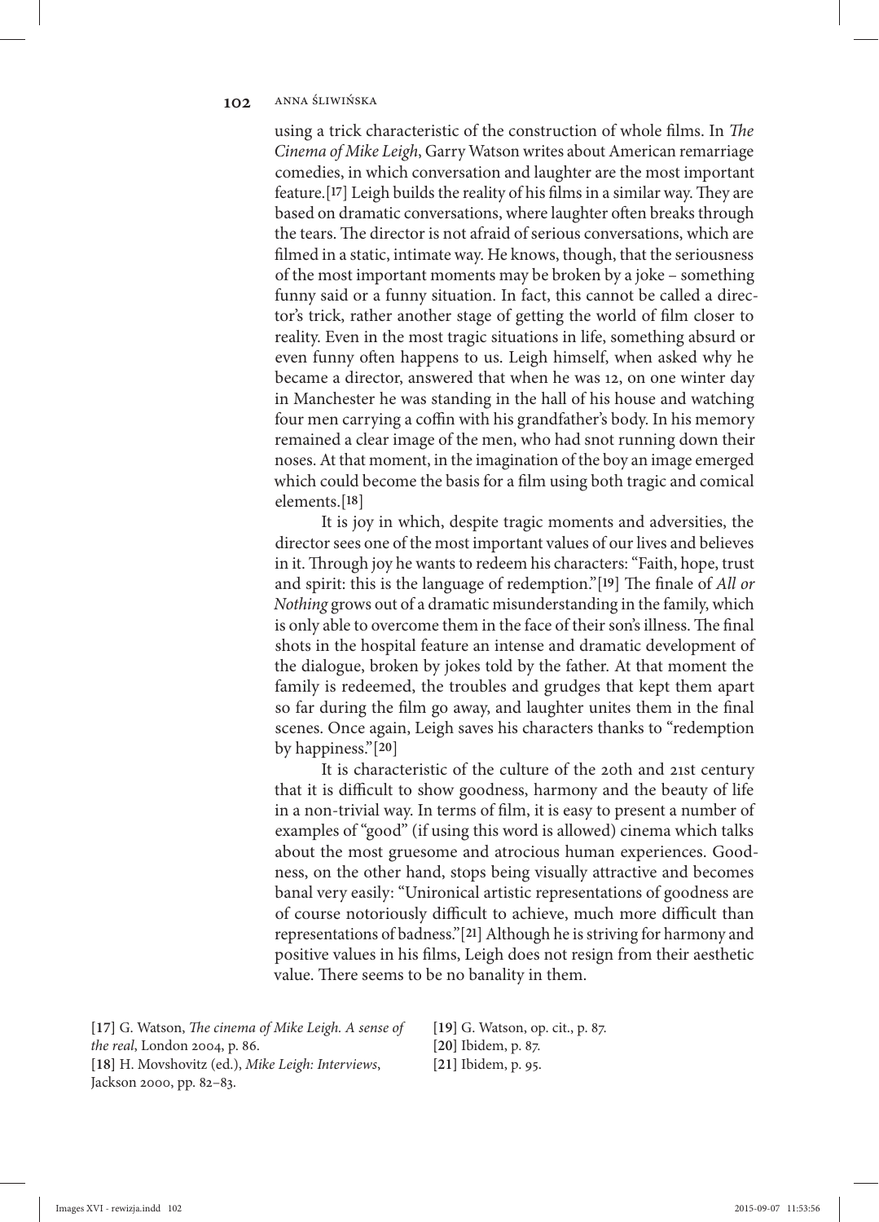using a trick characteristic of the construction of whole films. In *The Cinema of Mike Leigh*, Garry Watson writes about American remarriage comedies, in which conversation and laughter are the most important feature.[17] Leigh builds the reality of his films in a similar way. They are based on dramatic conversations, where laughter often breaks through the tears. The director is not afraid of serious conversations, which are filmed in a static, intimate way. He knows, though, that the seriousness of the most important moments may be broken by a joke – something funny said or a funny situation. In fact, this cannot be called a director's trick, rather another stage of getting the world of film closer to reality. Even in the most tragic situations in life, something absurd or even funny often happens to us. Leigh himself, when asked why he became a director, answered that when he was 12, on one winter day in Manchester he was standing in the hall of his house and watching four men carrying a coffin with his grandfather's body. In his memory remained a clear image of the men, who had snot running down their noses. At that moment, in the imagination of the boy an image emerged which could become the basis for a film using both tragic and comical elements.[18]

It is joy in which, despite tragic moments and adversities, the director sees one of the most important values of our lives and believes in it. Through joy he wants to redeem his characters: "Faith, hope, trust and spirit: this is the language of redemption."[19] The finale of *All or Nothing* grows out of a dramatic misunderstanding in the family, which is only able to overcome them in the face of their son's illness. The final shots in the hospital feature an intense and dramatic development of the dialogue, broken by jokes told by the father. At that moment the family is redeemed, the troubles and grudges that kept them apart so far during the film go away, and laughter unites them in the final scenes. Once again, Leigh saves his characters thanks to "redemption by happiness."[20]

It is characteristic of the culture of the 20th and 21st century that it is difficult to show goodness, harmony and the beauty of life in a non-trivial way. In terms of film, it is easy to present a number of examples of "good" (if using this word is allowed) cinema which talks about the most gruesome and atrocious human experiences. Goodness, on the other hand, stops being visually attractive and becomes banal very easily: "Unironical artistic representations of goodness are of course notoriously difficult to achieve, much more difficult than representations of badness."[21] Although he is striving for harmony and positive values in his films, Leigh does not resign from their aesthetic value. There seems to be no banality in them.

[17] G. Watson, *The cinema of Mike Leigh. A sense of the real*, London 2004, p. 86.

[18] H. Movshovitz (ed.), *Mike Leigh: Interviews*, Jackson 2000, pp. 82–83.

[19] G. Watson, op. cit., p. 87.

[20] Ibidem, p. 87.

[21] Ibidem, p. 95.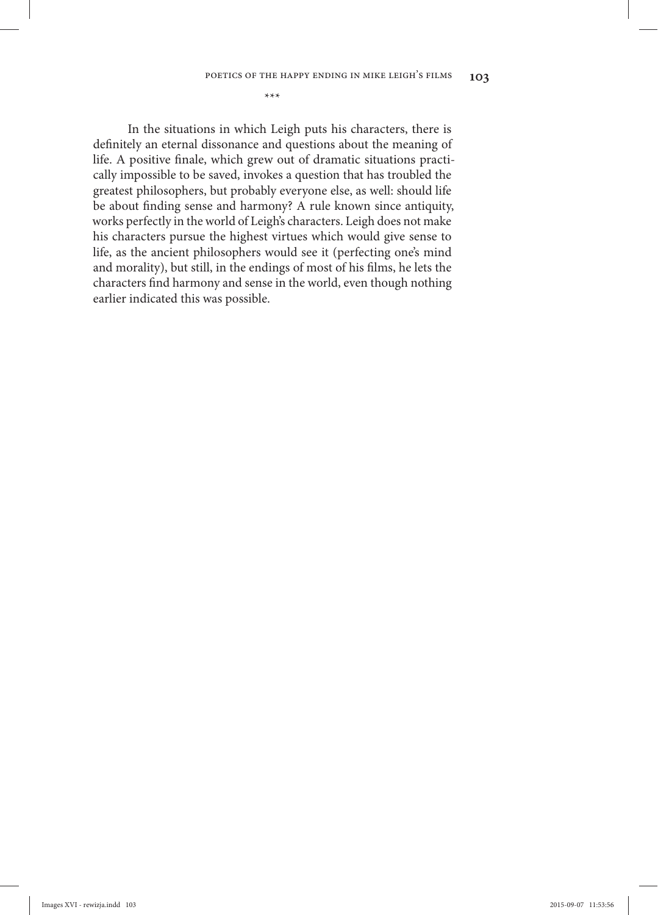\*\*\*

In the situations in which Leigh puts his characters, there is definitely an eternal dissonance and questions about the meaning of life. A positive finale, which grew out of dramatic situations practically impossible to be saved, invokes a question that has troubled the greatest philosophers, but probably everyone else, as well: should life be about finding sense and harmony? A rule known since antiquity, works perfectly in the world of Leigh's characters. Leigh does not make his characters pursue the highest virtues which would give sense to life, as the ancient philosophers would see it (perfecting one's mind and morality), but still, in the endings of most of his films, he lets the characters find harmony and sense in the world, even though nothing earlier indicated this was possible.